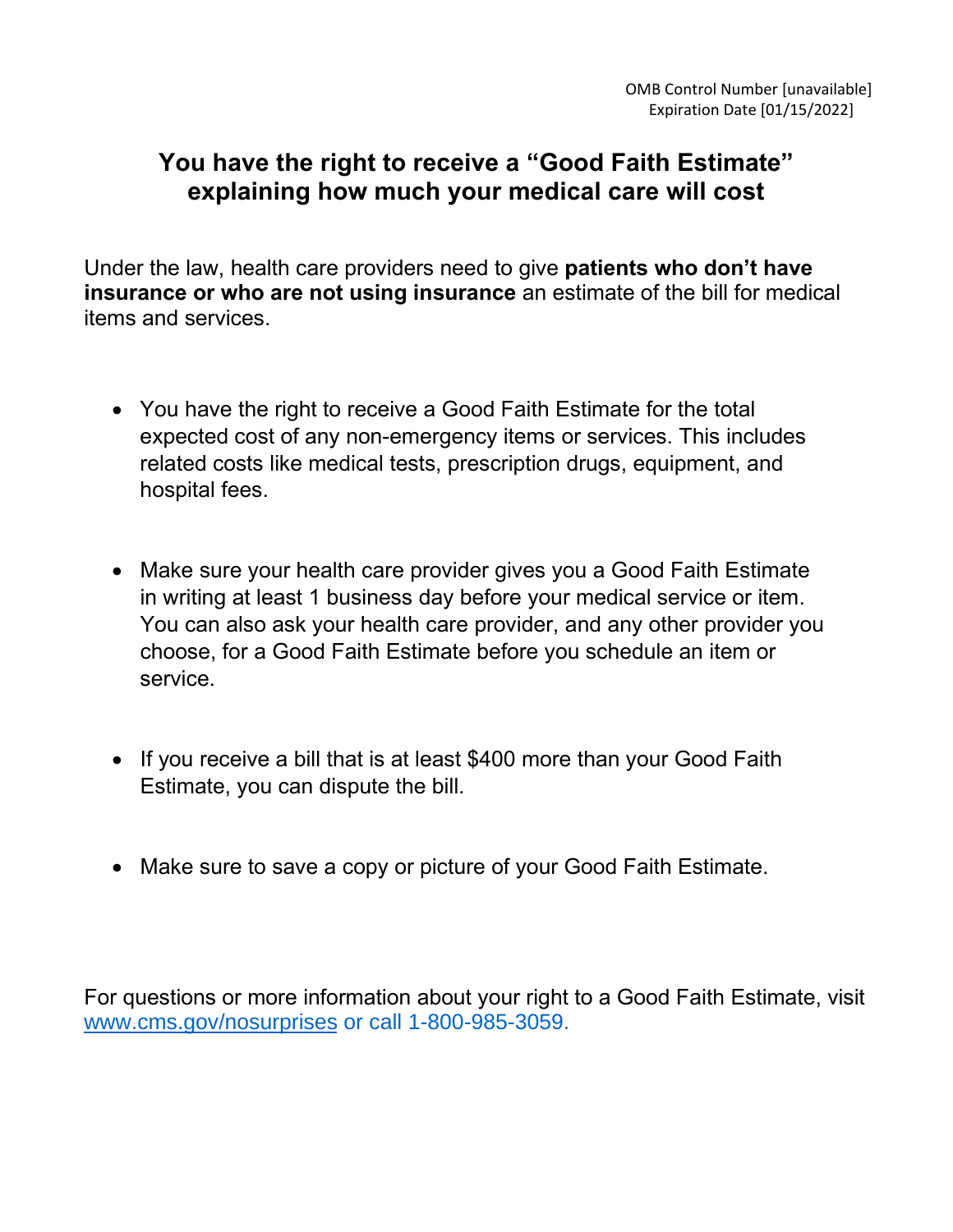OMB Control Number [unavailable]
Expiration Date [01/15/2022]

# You have the right to receive a "Good Faith Estimate" explaining how much your medical care will cost

Under the law, health care providers need to give **patients who don't have insurance or who are not using insurance** an estimate of the bill for medical items and services.

- You have the right to receive a Good Faith Estimate for the total expected cost of any non-emergency items or services. This includes related costs like medical tests, prescription drugs, equipment, and hospital fees.

- Make sure your health care provider gives you a Good Faith Estimate in writing at least 1 business day before your medical service or item. You can also ask your health care provider, and any other provider you choose, for a Good Faith Estimate before you schedule an item or service.

- If you receive a bill that is at least $400 more than your Good Faith Estimate, you can dispute the bill.

- Make sure to save a copy or picture of your Good Faith Estimate.

For questions or more information about your right to a Good Faith Estimate, visit [www.cms.gov/nosurprises](http://www.cms.gov/nosurprises) or call 1-800-985-3059.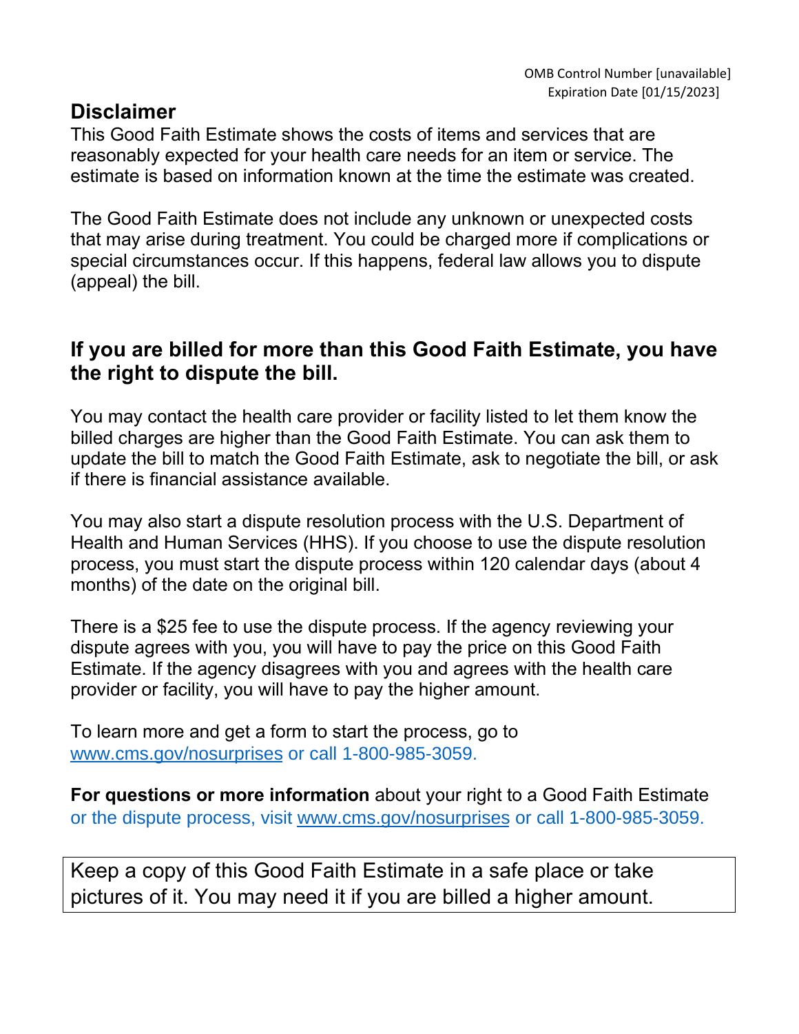OMB Control Number [unavailable]
Expiration Date [01/15/2023]

## Disclaimer

This Good Faith Estimate shows the costs of items and services that are reasonably expected for your health care needs for an item or service. The estimate is based on information known at the time the estimate was created.

The Good Faith Estimate does not include any unknown or unexpected costs that may arise during treatment. You could be charged more if complications or special circumstances occur. If this happens, federal law allows you to dispute (appeal) the bill.

## If you are billed for more than this Good Faith Estimate, you have the right to dispute the bill.

You may contact the health care provider or facility listed to let them know the billed charges are higher than the Good Faith Estimate. You can ask them to update the bill to match the Good Faith Estimate, ask to negotiate the bill, or ask if there is financial assistance available.

You may also start a dispute resolution process with the U.S. Department of Health and Human Services (HHS). If you choose to use the dispute resolution process, you must start the dispute process within 120 calendar days (about 4 months) of the date on the original bill.

There is a $25 fee to use the dispute process. If the agency reviewing your dispute agrees with you, you will have to pay the price on this Good Faith Estimate. If the agency disagrees with you and agrees with the health care provider or facility, you will have to pay the higher amount.

To learn more and get a form to start the process, go to www.cms.gov/nosurprises or call 1-800-985-3059.

**For questions or more information** about your right to a Good Faith Estimate or the dispute process, visit www.cms.gov/nosurprises or call 1-800-985-3059.

Keep a copy of this Good Faith Estimate in a safe place or take pictures of it. You may need it if you are billed a higher amount.